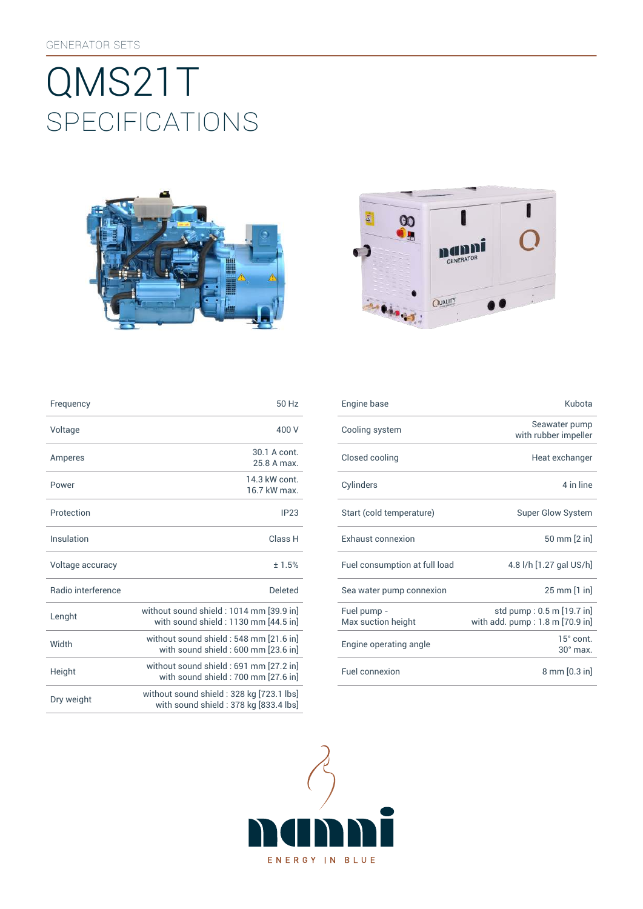GENERATOR SETS

# QMS21T
## SPECIFICATIONS

| | |
|---|---|
| Frequency | 50 Hz |
| Voltage | 400 V |
| Amperes | 30.1 A cont.<br>25.8 A max. |
| Power | 14.3 kW cont.<br>16.7 kW max. |
| Protection | IP23 |
| Insulation | Class H |
| Voltage accuracy | ± 1.5% |
| Radio interference | Deleted |
| Lenght | without sound shield : 1014 mm [39.9 in]<br>with sound shield : 1130 mm [44.5 in] |
| Width | without sound shield : 548 mm [21.6 in]<br>with sound shield : 600 mm [23.6 in] |
| Height | without sound shield : 691 mm [27.2 in]<br>with sound shield : 700 mm [27.6 in] |
| Dry weight | without sound shield : 328 kg [723.1 lbs]<br>with sound shield : 378 kg [833.4 lbs] |

| | |
|---|---|
| Engine base | Kubota |
| Cooling system | Seawater pump<br>with rubber impeller |
| Closed cooling | Heat exchanger |
| Cylinders | 4 in line |
| Start (cold temperature) | Super Glow System |
| Exhaust connexion | 50 mm [2 in] |
| Fuel consumption at full load | 4.8 l/h [1.27 gal US/h] |
| Sea water pump connexion | 25 mm [1 in] |
| Fuel pump -<br>Max suction height | std pump : 0.5 m [19.7 in]<br>with add. pump : 1.8 m [70.9 in] |
| Engine operating angle | 15° cont.<br>30° max. |
| Fuel connexion | 8 mm [0.3 in] |

nanni

ENERGY IN BLUE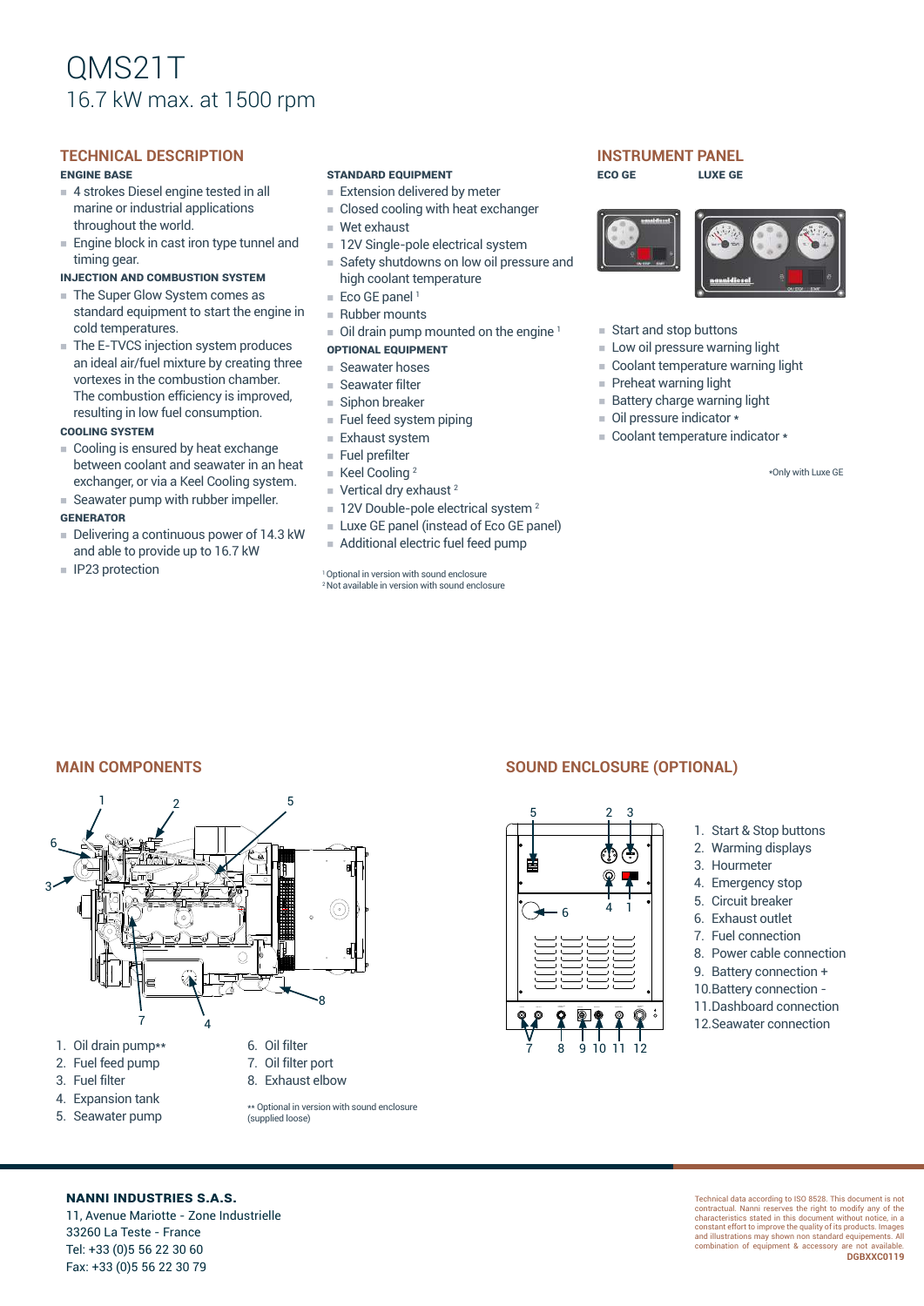# QMS21T

16.7 kW max. at 1500 rpm

## TECHNICAL DESCRIPTION

### ENGINE BASE

- 4 strokes Diesel engine tested in all marine or industrial applications throughout the world.
- Engine block in cast iron type tunnel and timing gear.

### INJECTION AND COMBUSTION SYSTEM

- The Super Glow System comes as standard equipment to start the engine in cold temperatures.
- The E-TVCS injection system produces an ideal air/fuel mixture by creating three vortexes in the combustion chamber. The combustion efficiency is improved, resulting in low fuel consumption.

### COOLING SYSTEM

- Cooling is ensured by heat exchange between coolant and seawater in an heat exchanger, or via a Keel Cooling system.
- Seawater pump with rubber impeller.

### GENERATOR

- Delivering a continuous power of 14.3 kW and able to provide up to 16.7 kW
- IP23 protection

### STANDARD EQUIPMENT

- Extension delivered by meter
- Closed cooling with heat exchanger
- Wet exhaust
- 12V Single-pole electrical system
- Safety shutdowns on low oil pressure and high coolant temperature
- Eco GE panel [1]
- Rubber mounts
- Oil drain pump mounted on the engine [1]

### OPTIONAL EQUIPMENT

- Seawater hoses
- Seawater filter
- Siphon breaker
- Fuel feed system piping
- Exhaust system
- Fuel prefilter
- Keel Cooling [2]
- Vertical dry exhaust [2]
- 12V Double-pole electrical system [2]
- Luxe GE panel (instead of Eco GE panel)
- Additional electric fuel feed pump

[1] Optional in version with sound enclosure
[2] Not available in version with sound enclosure

## INSTRUMENT PANEL

**ECO GE** **LUXE GE**

- Start and stop buttons
- Low oil pressure warning light
- Coolant temperature warning light
- Preheat warning light
- Battery charge warning light
- Oil pressure indicator *
- Coolant temperature indicator *

*Only with Luxe GE

## MAIN COMPONENTS

1. Oil drain pump**
2. Fuel feed pump
3. Fuel filter
4. Expansion tank
5. Seawater pump
6. Oil filter
7. Oil filter port
8. Exhaust elbow

** Optional in version with sound enclosure (supplied loose)

## SOUND ENCLOSURE (OPTIONAL)

1. Start & Stop buttons
2. Warming displays
3. Hourmeter
4. Emergency stop
5. Circuit breaker
6. Exhaust outlet
7. Fuel connection
8. Power cable connection
9. Battery connection +
10. Battery connection -
11. Dashboard connection
12. Seawater connection

**NANNI INDUSTRIES S.A.S.**
11, Avenue Mariotte - Zone Industrielle
33260 La Teste - France
Tel: +33 (0)5 56 22 30 60
Fax: +33 (0)5 56 22 30 79

Technical data according to ISO 8528. This document is not contractual. Nanni reserves the right to modify any of the characteristics stated in this document without notice, in a constant effort to improve the quality of its products. Images and illustrations may shown non standard equipements. All combination of equipment & accessory are not available.
DGBXXC0119